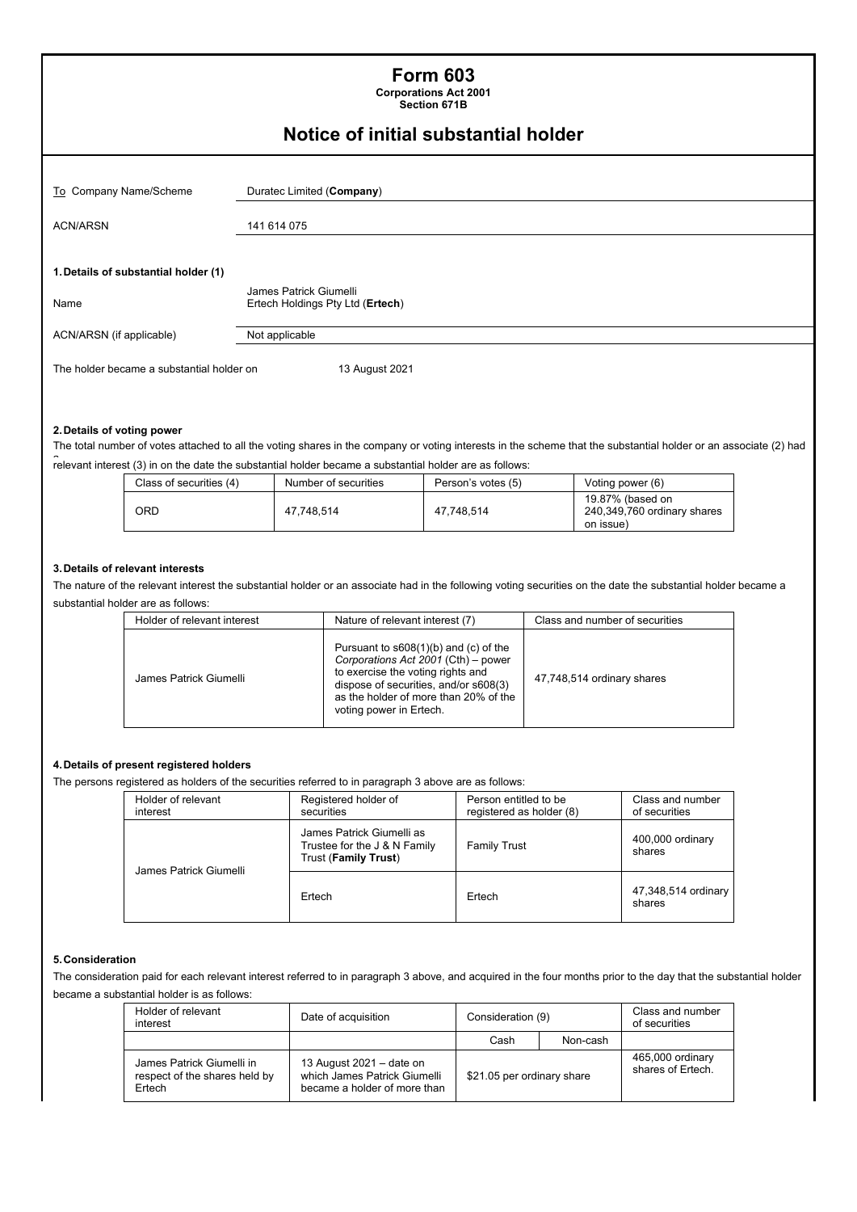# Form 603

**Corporations Act 2001**
**Section 671B**

## Notice of initial substantial holder

| To Company Name/Scheme | Duratec Limited (**Company**) |
|---|---|
| ACN/ARSN | 141 614 075 |

### 1. Details of substantial holder (1)

| | |
|---|---|
| Name | James Patrick Giumelli<br>Ertech Holdings Pty Ltd (**Ertech**) |
| ACN/ARSN (if applicable) | Not applicable |

The holder became a substantial holder on 13 August 2021

### 2. Details of voting power

The total number of votes attached to all the voting shares in the company or voting interests in the scheme that the substantial holder or an associate (2) had a relevant interest (3) in on the date the substantial holder became a substantial holder are as follows:

| Class of securities (4) | Number of securities | Person's votes (5) | Voting power (6) |
|---|---|---|---|
| ORD | 47,748,514 | 47,748,514 | 19.87% (based on 240,349,760 ordinary shares on issue) |

### 3. Details of relevant interests

The nature of the relevant interest the substantial holder or an associate had in the following voting securities on the date the substantial holder became a substantial holder are as follows:

| Holder of relevant interest | Nature of relevant interest (7) | Class and number of securities |
|---|---|---|
| James Patrick Giumelli | Pursuant to s608(1)(b) and (c) of the *Corporations Act 2001* (Cth) – power to exercise the voting rights and dispose of securities, and/or s608(3) as the holder of more than 20% of the voting power in Ertech. | 47,748,514 ordinary shares |

### 4. Details of present registered holders

The persons registered as holders of the securities referred to in paragraph 3 above are as follows:

| Holder of relevant interest | Registered holder of securities | Person entitled to be registered as holder (8) | Class and number of securities |
|---|---|---|---|
| James Patrick Giumelli | James Patrick Giumelli as Trustee for the J & N Family Trust (**Family Trust**) | Family Trust | 400,000 ordinary shares |
| | Ertech | Ertech | 47,348,514 ordinary shares |

### 5. Consideration

The consideration paid for each relevant interest referred to in paragraph 3 above, and acquired in the four months prior to the day that the substantial holder became a substantial holder is as follows:

| Holder of relevant interest | Date of acquisition | Consideration (9) | | Class and number of securities |
|---|---|---|---|---|
| | | Cash | Non-cash | |
| James Patrick Giumelli in respect of the shares held by Ertech | 13 August 2021 – date on which James Patrick Giumelli became a holder of more than | $21.05 per ordinary share | | 465,000 ordinary shares of Ertech. |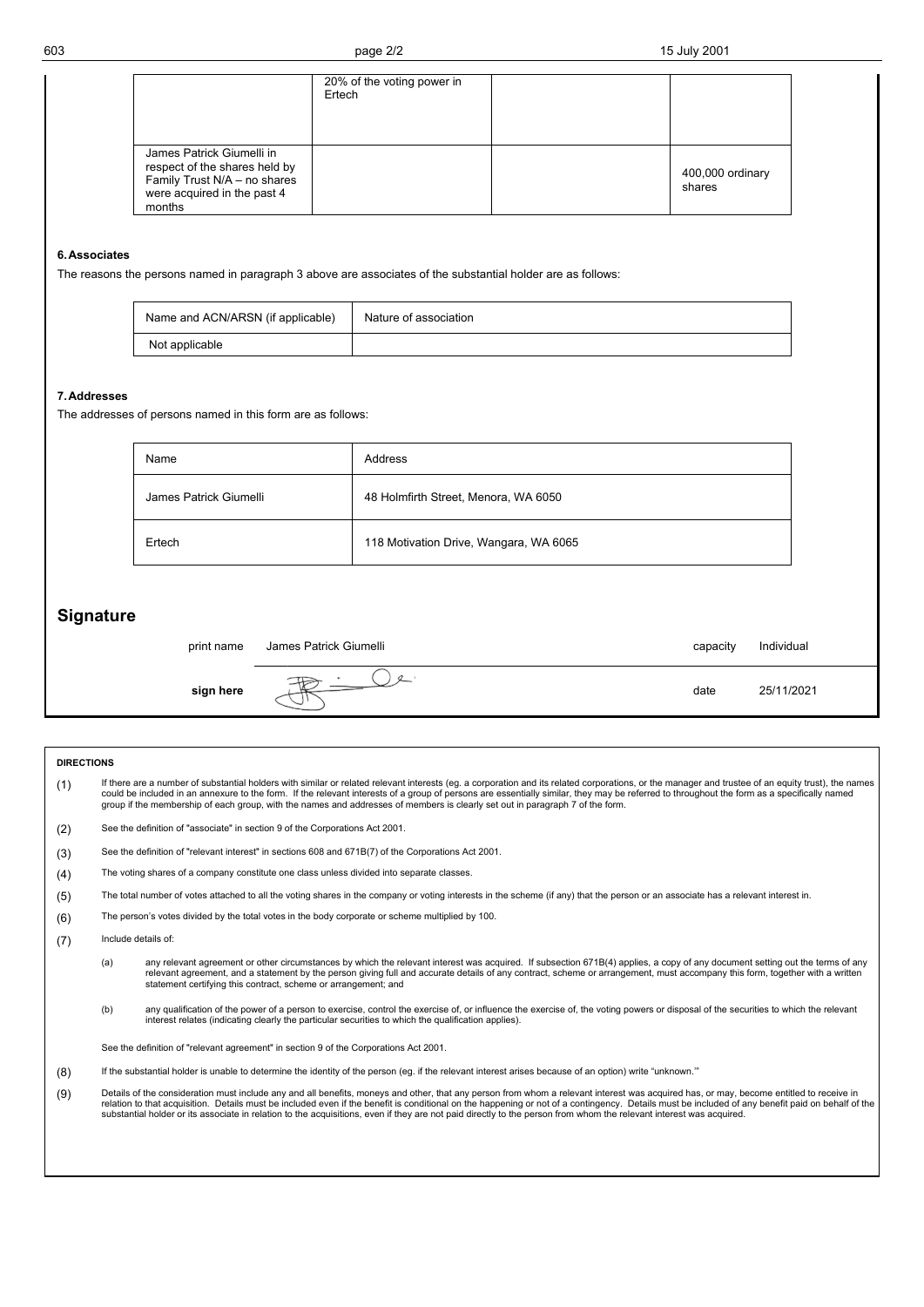| | | | |
|---|---|---|---|
| | 20% of the voting power in Ertech | | |
| James Patrick Giumelli in respect of the shares held by Family Trust N/A – no shares were acquired in the past 4 months | | | 400,000 ordinary shares |

### 6. Associates

The reasons the persons named in paragraph 3 above are associates of the substantial holder are as follows:

| Name and ACN/ARSN (if applicable) | Nature of association |
|---|---|
| Not applicable | |

### 7. Addresses

The addresses of persons named in this form are as follows:

| Name | Address |
|---|---|
| James Patrick Giumelli | 48 Holmfirth Street, Menora, WA 6050 |
| Ertech | 118 Motivation Drive, Wangara, WA 6065 |

## Signature

| | | | |
|---|---|---|---|
| print name | James Patrick Giumelli | capacity | Individual |
| **sign here** | | date | 25/11/2021 |

**DIRECTIONS**

(1) If there are a number of substantial holders with similar or related relevant interests (eg. a corporation and its related corporations, or the manager and trustee of an equity trust), the names could be included in an annexure to the form. If the relevant interests of a group of persons are essentially similar, they may be referred to throughout the form as a specifically named group if the membership of each group, with the names and addresses of members is clearly set out in paragraph 7 of the form.

(2) See the definition of "associate" in section 9 of the Corporations Act 2001.

(3) See the definition of "relevant interest" in sections 608 and 671B(7) of the Corporations Act 2001.

(4) The voting shares of a company constitute one class unless divided into separate classes.

(5) The total number of votes attached to all the voting shares in the company or voting interests in the scheme (if any) that the person or an associate has a relevant interest in.

(6) The person's votes divided by the total votes in the body corporate or scheme multiplied by 100.

(7) Include details of:

(a) any relevant agreement or other circumstances by which the relevant interest was acquired. If subsection 671B(4) applies, a copy of any document setting out the terms of any relevant agreement, and a statement by the person giving full and accurate details of any contract, scheme or arrangement, must accompany this form, together with a written statement certifying this contract, scheme or arrangement; and

(b) any qualification of the power of a person to exercise, control the exercise of, or influence the exercise of, the voting powers or disposal of the securities to which the relevant interest relates (indicating clearly the particular securities to which the qualification applies).

See the definition of "relevant agreement" in section 9 of the Corporations Act 2001.

(8) If the substantial holder is unable to determine the identity of the person (eg. if the relevant interest arises because of an option) write "unknown."

(9) Details of the consideration must include any and all benefits, moneys and other, that any person from whom a relevant interest was acquired has, or may, become entitled to receive in relation to that acquisition. Details must be included even if the benefit is conditional on the happening or not of a contingency. Details must be included of any benefit paid on behalf of the substantial holder or its associate in relation to the acquisitions, even if they are not paid directly to the person from whom the relevant interest was acquired.